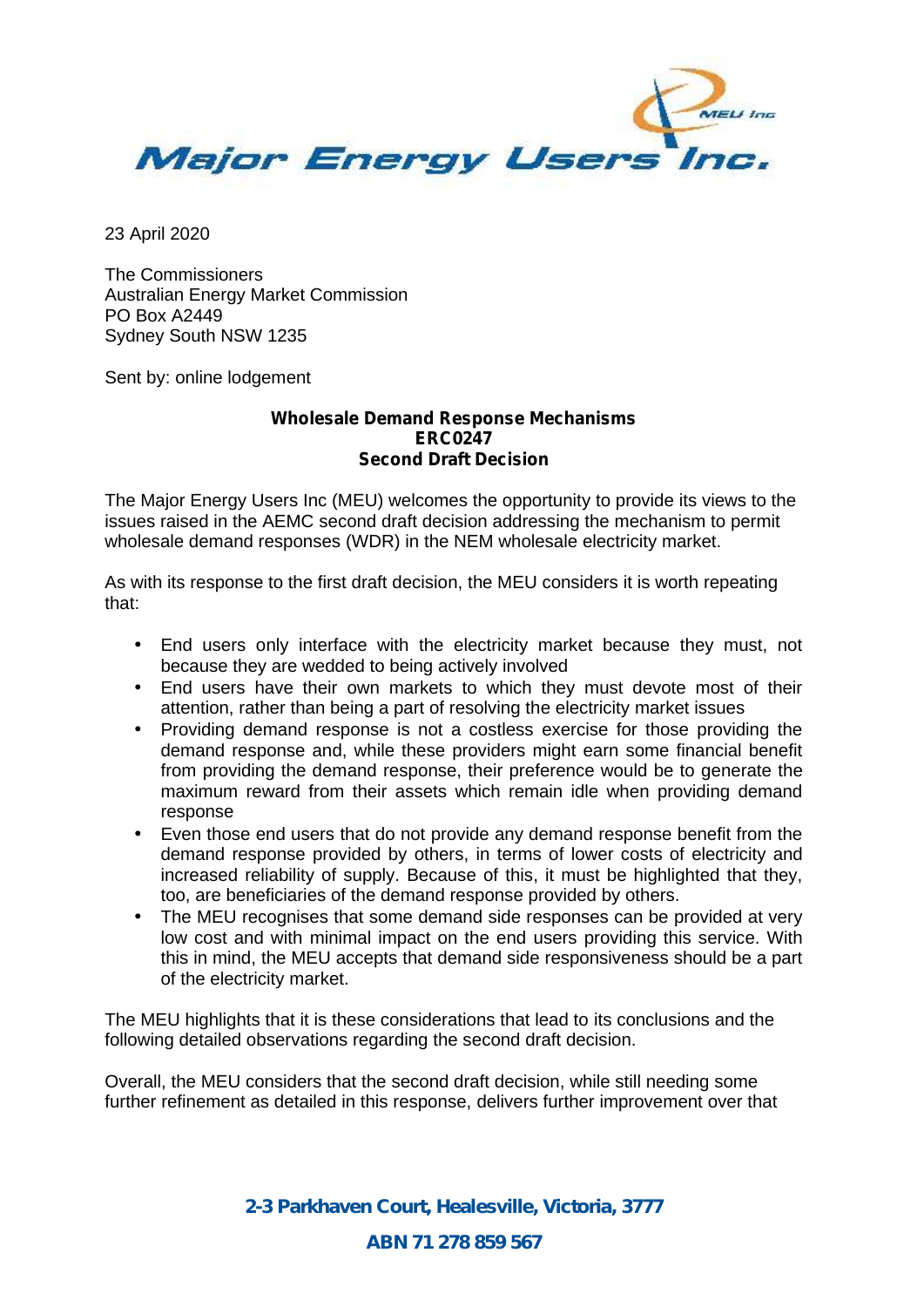# Major Energy Users Inc.

23 April 2020

The Commissioners
Australian Energy Market Commission
PO Box A2449
Sydney South NSW 1235

Sent by: online lodgement

**Wholesale Demand Response Mechanisms**
**ERC0247**
**Second Draft Decision**

The Major Energy Users Inc (MEU) welcomes the opportunity to provide its views to the issues raised in the AEMC second draft decision addressing the mechanism to permit wholesale demand responses (WDR) in the NEM wholesale electricity market.

As with its response to the first draft decision, the MEU considers it is worth repeating that:

- End users only interface with the electricity market because they must, not because they are wedded to being actively involved
- End users have their own markets to which they must devote most of their attention, rather than being a part of resolving the electricity market issues
- Providing demand response is not a costless exercise for those providing the demand response and, while these providers might earn some financial benefit from providing the demand response, their preference would be to generate the maximum reward from their assets which remain idle when providing demand response
- Even those end users that do not provide any demand response benefit from the demand response provided by others, in terms of lower costs of electricity and increased reliability of supply. Because of this, it must be highlighted that they, too, are beneficiaries of the demand response provided by others.
- The MEU recognises that some demand side responses can be provided at very low cost and with minimal impact on the end users providing this service. With this in mind, the MEU accepts that demand side responsiveness should be a part of the electricity market.

The MEU highlights that it is these considerations that lead to its conclusions and the following detailed observations regarding the second draft decision.

Overall, the MEU considers that the second draft decision, while still needing some further refinement as detailed in this response, delivers further improvement over that

2-3 Parkhaven Court, Healesville, Victoria, 3777

ABN 71 278 859 567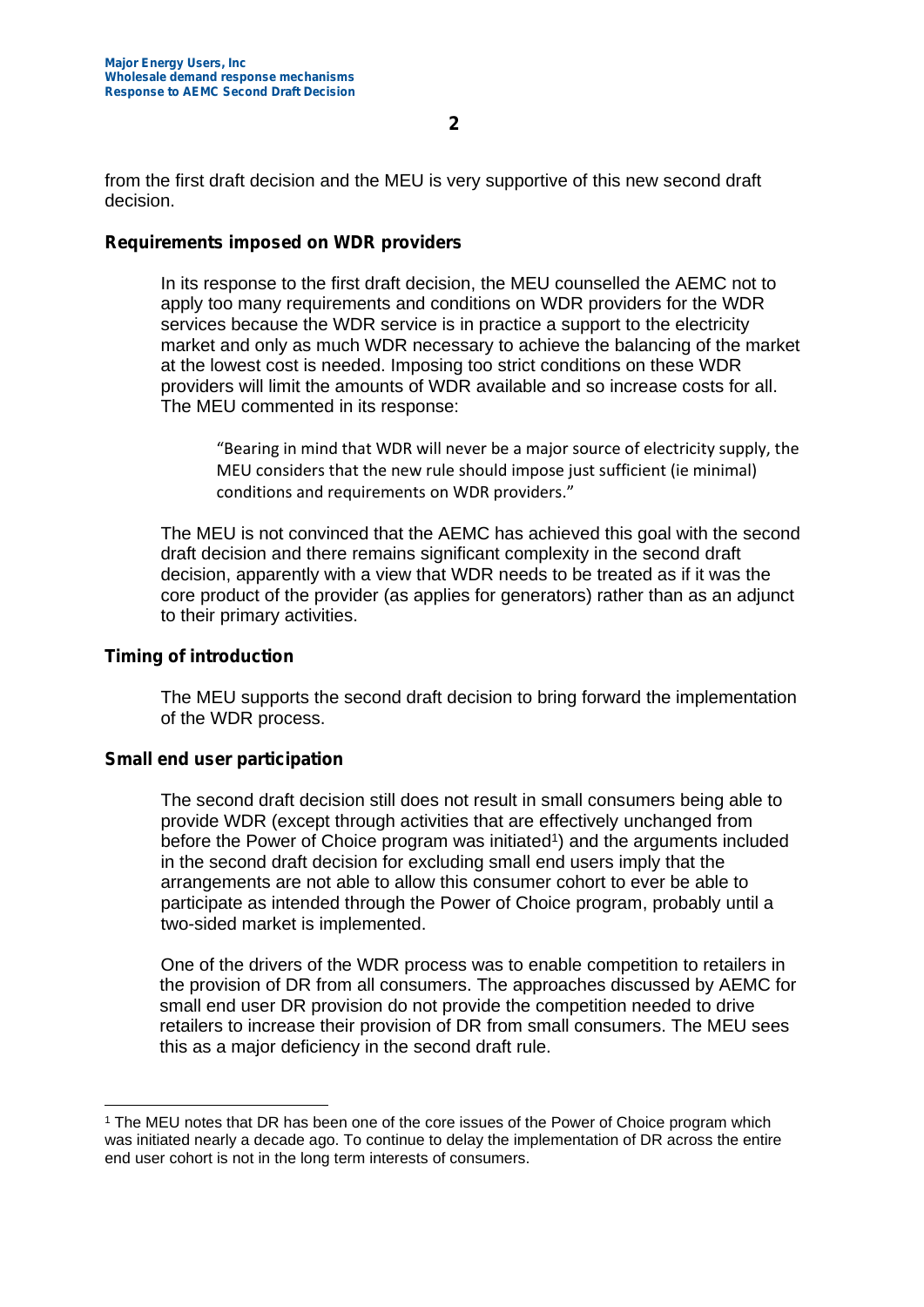from the first draft decision and the MEU is very supportive of this new second draft decision.

**Requirements imposed on WDR providers**

In its response to the first draft decision, the MEU counselled the AEMC not to apply too many requirements and conditions on WDR providers for the WDR services because the WDR service is in practice a support to the electricity market and only as much WDR necessary to achieve the balancing of the market at the lowest cost is needed. Imposing too strict conditions on these WDR providers will limit the amounts of WDR available and so increase costs for all. The MEU commented in its response:

> "Bearing in mind that WDR will never be a major source of electricity supply, the MEU considers that the new rule should impose just sufficient (ie minimal) conditions and requirements on WDR providers."

The MEU is not convinced that the AEMC has achieved this goal with the second draft decision and there remains significant complexity in the second draft decision, apparently with a view that WDR needs to be treated as if it was the core product of the provider (as applies for generators) rather than as an adjunct to their primary activities.

**Timing of introduction**

The MEU supports the second draft decision to bring forward the implementation of the WDR process.

**Small end user participation**

The second draft decision still does not result in small consumers being able to provide WDR (except through activities that are effectively unchanged from before the Power of Choice program was initiated[1]) and the arguments included in the second draft decision for excluding small end users imply that the arrangements are not able to allow this consumer cohort to ever be able to participate as intended through the Power of Choice program, probably until a two-sided market is implemented.

One of the drivers of the WDR process was to enable competition to retailers in the provision of DR from all consumers. The approaches discussed by AEMC for small end user DR provision do not provide the competition needed to drive retailers to increase their provision of DR from small consumers. The MEU sees this as a major deficiency in the second draft rule.

---

[1] The MEU notes that DR has been one of the core issues of the Power of Choice program which was initiated nearly a decade ago. To continue to delay the implementation of DR across the entire end user cohort is not in the long term interests of consumers.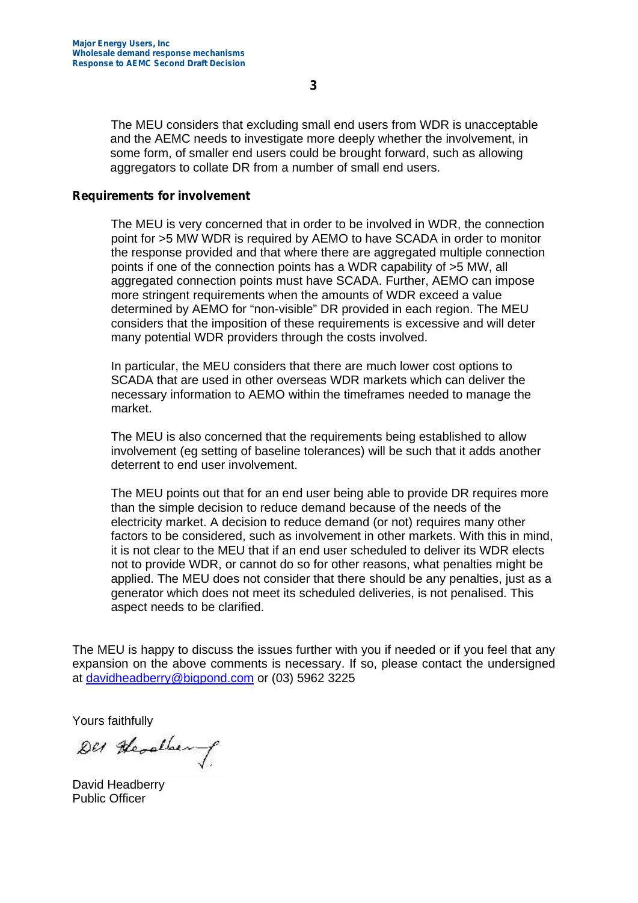The MEU considers that excluding small end users from WDR is unacceptable and the AEMC needs to investigate more deeply whether the involvement, in some form, of smaller end users could be brought forward, such as allowing aggregators to collate DR from a number of small end users.

**Requirements for involvement**

The MEU is very concerned that in order to be involved in WDR, the connection point for >5 MW WDR is required by AEMO to have SCADA in order to monitor the response provided and that where there are aggregated multiple connection points if one of the connection points has a WDR capability of >5 MW, all aggregated connection points must have SCADA. Further, AEMO can impose more stringent requirements when the amounts of WDR exceed a value determined by AEMO for "non-visible" DR provided in each region. The MEU considers that the imposition of these requirements is excessive and will deter many potential WDR providers through the costs involved.

In particular, the MEU considers that there are much lower cost options to SCADA that are used in other overseas WDR markets which can deliver the necessary information to AEMO within the timeframes needed to manage the market.

The MEU is also concerned that the requirements being established to allow involvement (eg setting of baseline tolerances) will be such that it adds another deterrent to end user involvement.

The MEU points out that for an end user being able to provide DR requires more than the simple decision to reduce demand because of the needs of the electricity market. A decision to reduce demand (or not) requires many other factors to be considered, such as involvement in other markets. With this in mind, it is not clear to the MEU that if an end user scheduled to deliver its WDR elects not to provide WDR, or cannot do so for other reasons, what penalties might be applied. The MEU does not consider that there should be any penalties, just as a generator which does not meet its scheduled deliveries, is not penalised. This aspect needs to be clarified.

The MEU is happy to discuss the issues further with you if needed or if you feel that any expansion on the above comments is necessary. If so, please contact the undersigned at davidheadberry@bigpond.com or (03) 5962 3225

Yours faithfully

David Headberry
Public Officer